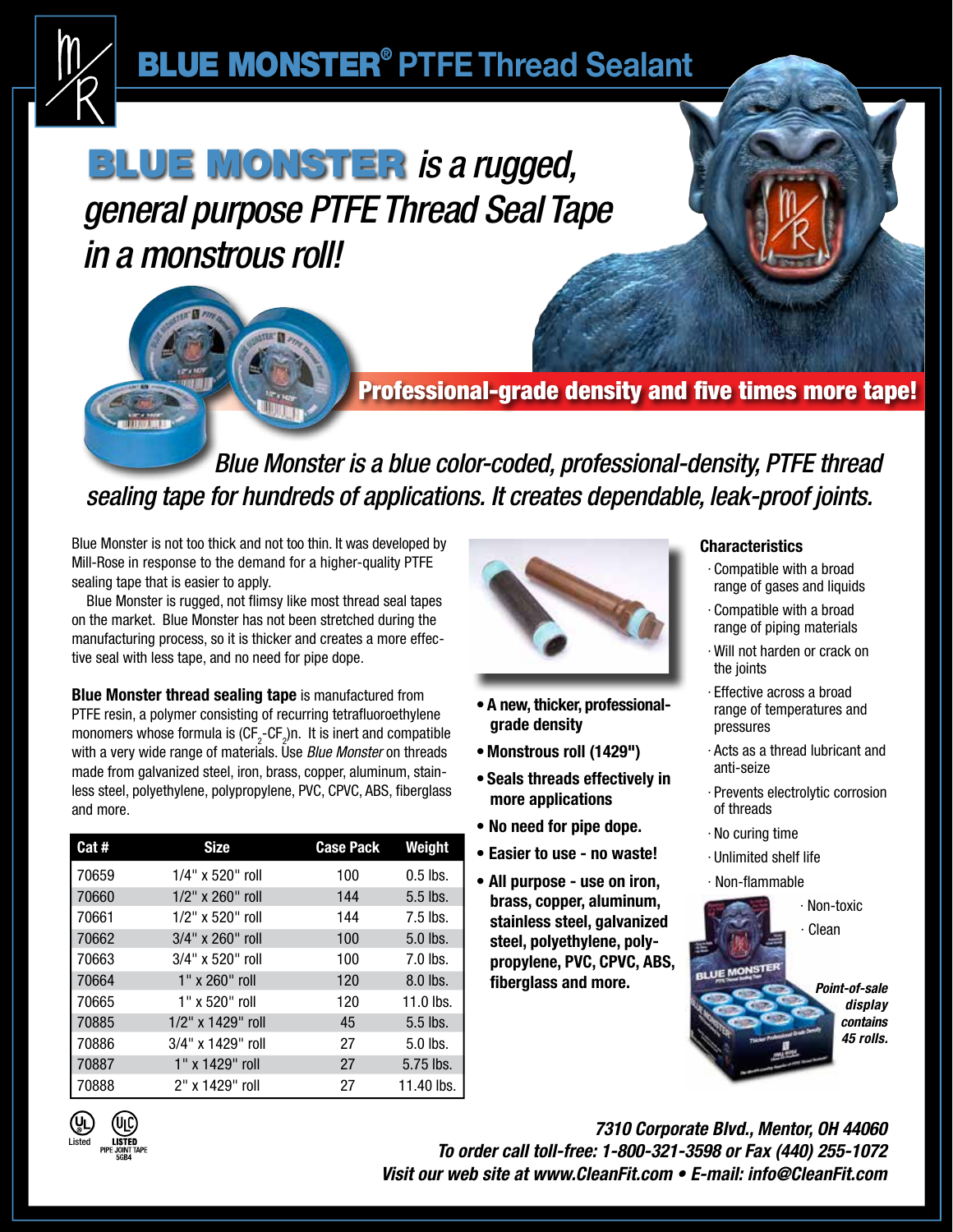# BLUE MONSTER® PTFE Thread Sealant

## BLUE MONSTER *is a rugged, general purpose PTFE Thread Seal Tape in a monstrous roll!*

**Professional-grade density and five times more tape!**

*Blue Monster is a blue color-coded, professional-density, PTFE thread sealing tape for hundreds of applications. It creates dependable, leak-proof joints.*

Blue Monster is not too thick and not too thin. It was developed by Mill-Rose in response to the demand for a higher-quality PTFE sealing tape that is easier to apply.

Blue Monster is rugged, not flimsy like most thread seal tapes on the market. Blue Monster has not been stretched during the manufacturing process, so it is thicker and creates a more effective seal with less tape, and no need for pipe dope.

**Blue Monster thread sealing tape** is manufactured from PTFE resin, a polymer consisting of recurring tetrafluoroethylene monomers whose formula is $(CF_2\text{-}CF_2)n$. It is inert and compatible with a very wide range of materials. Use *Blue Monster* on threads made from galvanized steel, iron, brass, copper, aluminum, stainless steel, polyethylene, polypropylene, PVC, CPVC, ABS, fiberglass and more.

| Cat # | Size | Case Pack | Weight |
|---|---|---|---|
| 70659 | 1/4" x 520" roll | 100 | 0.5 lbs. |
| 70660 | 1/2" x 260" roll | 144 | 5.5 lbs. |
| 70661 | 1/2" x 520" roll | 144 | 7.5 lbs. |
| 70662 | 3/4" x 260" roll | 100 | 5.0 lbs. |
| 70663 | 3/4" x 520" roll | 100 | 7.0 lbs. |
| 70664 | 1" x 260" roll | 120 | 8.0 lbs. |
| 70665 | 1" x 520" roll | 120 | 11.0 lbs. |
| 70885 | 1/2" x 1429" roll | 45 | 5.5 lbs. |
| 70886 | 3/4" x 1429" roll | 27 | 5.0 lbs. |
| 70887 | 1" x 1429" roll | 27 | 5.75 lbs. |
| 70888 | 2" x 1429" roll | 27 | 11.40 lbs. |

- **A new, thicker, professional-grade density**
- **Monstrous roll (1429")**
- **Seals threads effectively in more applications**
- **No need for pipe dope.**
- **Easier to use - no waste!**
- **All purpose - use on iron, brass, copper, aluminum, stainless steel, galvanized steel, polyethylene, polypropylene, PVC, CPVC, ABS, fiberglass and more.**

### Characteristics

- Compatible with a broad range of gases and liquids
- Compatible with a broad range of piping materials
- Will not harden or crack on the joints
- Effective across a broad range of temperatures and pressures
- Acts as a thread lubricant and anti-seize
- Prevents electrolytic corrosion of threads
- No curing time
- Unlimited shelf life
- Non-flammable
- Non-toxic
- Clean

***Point-of-sale display contains 45 rolls.***

UL Listed — LISTED PIPE JOINT TAPE 5GB4

***7310 Corporate Blvd., Mentor, OH 44060***
***To order call toll-free: 1-800-321-3598 or Fax (440) 255-1072***
***Visit our web site at www.CleanFit.com • E-mail: info@CleanFit.com***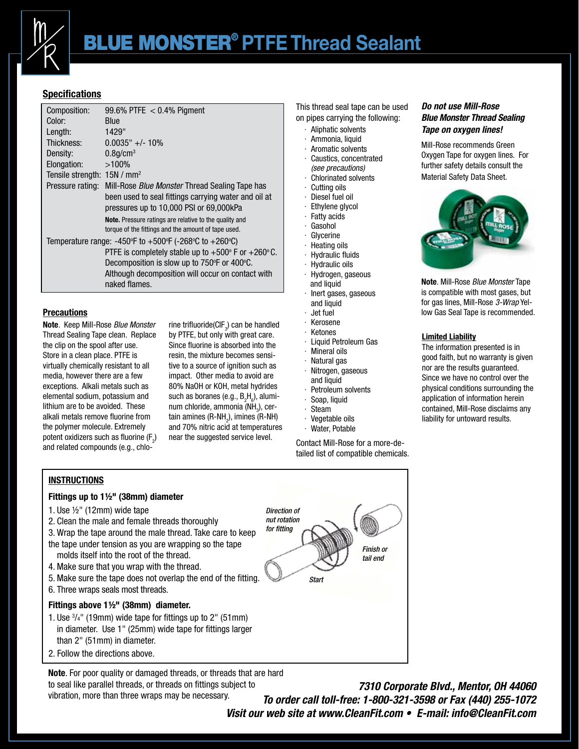# BLUE MONSTER® PTFE Thread Sealant

## Specifications

| | |
|---|---|
| Composition: | 99.6% PTFE < 0.4% Pigment |
| Color: | Blue |
| Length: | 1429" |
| Thickness: | 0.0035" +/- 10% |
| Density: | 0.8g/cm³ |
| Elongation: | >100% |
| Tensile strength: | 15N / mm² |
| Pressure rating: | Mill-Rose *Blue Monster* Thread Sealing Tape has been used to seal fittings carrying water and oil at pressures up to 10,000 PSI or 69,000kPa<br>**Note.** Pressure ratings are relative to the quality and torque of the fittings and the amount of tape used. |
| Temperature range: | -450ºF to +500ºF (-268ºC to +260ºC)<br>PTFE is completely stable up to +500º F or +260º C. Decomposition is slow up to 750ºF or 400ºC. Although decomposition will occur on contact with naked flames. |

## Precautions

**Note**. Keep Mill-Rose *Blue Monster* Thread Sealing Tape clean. Replace the clip on the spool after use. Store in a clean place. PTFE is virtually chemically resistant to all media, however there are a few exceptions. Alkali metals such as elemental sodium, potassium and lithium are to be avoided. These alkali metals remove fluorine from the polymer molecule. Extremely potent oxidizers such as fluorine ($F_2$) and related compounds (e.g., chlorine trifluoride($ClF_3$) can be handled by PTFE, but only with great care. Since fluorine is absorbed into the resin, the mixture becomes sensitive to a source of ignition such as impact. Other media to avoid are 80% NaOH or KOH, metal hydrides such as boranes (e.g., $B_2H_6$), aluminum chloride, ammonia ($NH_3$), certain amines ($R\text{-}NH_2$), imines (R-NH) and 70% nitric acid at temperatures near the suggested service level.

This thread seal tape can be used on pipes carrying the following:

- Aliphatic solvents
- Ammonia, liquid
- Aromatic solvents
- Caustics, concentrated *(see precautions)*
- Chlorinated solvents
- Cutting oils
- Diesel fuel oil
- Ethylene glycol
- Fatty acids
- Gasohol
- Glycerine
- Heating oils
- Hydraulic fluids
- Hydraulic oils
- Hydrogen, gaseous and liquid
- Inert gases, gaseous and liquid
- Jet fuel
- Kerosene
- Ketones
- Liquid Petroleum Gas
- Mineral oils
- Natural gas
- Nitrogen, gaseous and liquid
- Petroleum solvents
- Soap, liquid
- Steam
- Vegetable oils
- Water, Potable

Contact Mill-Rose for a more-detailed list of compatible chemicals.

***Do not use Mill-Rose Blue Monster Thread Sealing Tape on oxygen lines!***

Mill-Rose recommends Green Oxygen Tape for oxygen lines. For further safety details consult the Material Safety Data Sheet.

**Note**. Mill-Rose *Blue Monster* Tape is compatible with most gases, but for gas lines, Mill-Rose *3-Wrap* Yellow Gas Seal Tape is recommended.

## Limited Liability

The information presented is in good faith, but no warranty is given nor are the results guaranteed. Since we have no control over the physical conditions surrounding the application of information herein contained, Mill-Rose disclaims any liability for untoward results.

## INSTRUCTIONS

### Fittings up to 1½" (38mm) diameter

1. Use ½" (12mm) wide tape
2. Clean the male and female threads thoroughly
3. Wrap the tape around the male thread. Take care to keep the tape under tension as you are wrapping so the tape molds itself into the root of the thread.
4. Make sure that you wrap with the thread.
5. Make sure the tape does not overlap the end of the fitting.
6. Three wraps seals most threads.

*Direction of nut rotation for fitting*

*Finish or tail end*

*Start*

### Fittings above 1½" (38mm) diameter.

1. Use ³/₄" (19mm) wide tape for fittings up to 2" (51mm) in diameter. Use 1" (25mm) wide tape for fittings larger than 2" (51mm) in diameter.
2. Follow the directions above.

**Note**. For poor quality or damaged threads, or threads that are hard to seal like parallel threads, or threads on fittings subject to vibration, more than three wraps may be necessary.

***7310 Corporate Blvd., Mentor, OH 44060***
***To order call toll-free: 1-800-321-3598 or Fax (440) 255-1072***
***Visit our web site at www.CleanFit.com • E-mail: info@CleanFit.com***